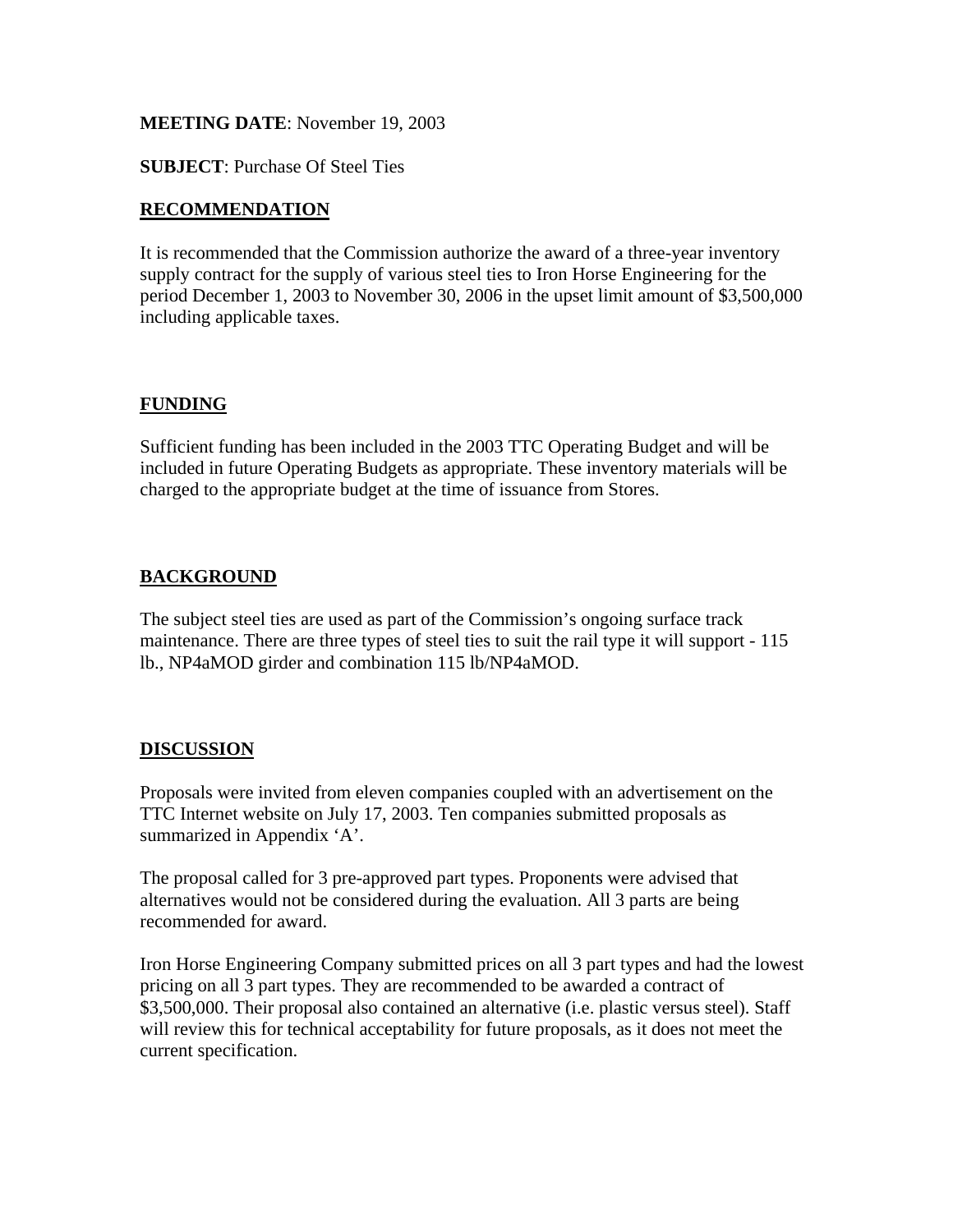**MEETING DATE**: November 19, 2003

**SUBJECT**: Purchase Of Steel Ties

## RECOMMENDATION

It is recommended that the Commission authorize the award of a three-year inventory supply contract for the supply of various steel ties to Iron Horse Engineering for the period December 1, 2003 to November 30, 2006 in the upset limit amount of $3,500,000 including applicable taxes.

## FUNDING

Sufficient funding has been included in the 2003 TTC Operating Budget and will be included in future Operating Budgets as appropriate. These inventory materials will be charged to the appropriate budget at the time of issuance from Stores.

## BACKGROUND

The subject steel ties are used as part of the Commission's ongoing surface track maintenance. There are three types of steel ties to suit the rail type it will support - 115 lb., NP4aMOD girder and combination 115 lb/NP4aMOD.

## DISCUSSION

Proposals were invited from eleven companies coupled with an advertisement on the TTC Internet website on July 17, 2003. Ten companies submitted proposals as summarized in Appendix 'A'.

The proposal called for 3 pre-approved part types. Proponents were advised that alternatives would not be considered during the evaluation. All 3 parts are being recommended for award.

Iron Horse Engineering Company submitted prices on all 3 part types and had the lowest pricing on all 3 part types. They are recommended to be awarded a contract of $3,500,000. Their proposal also contained an alternative (i.e. plastic versus steel). Staff will review this for technical acceptability for future proposals, as it does not meet the current specification.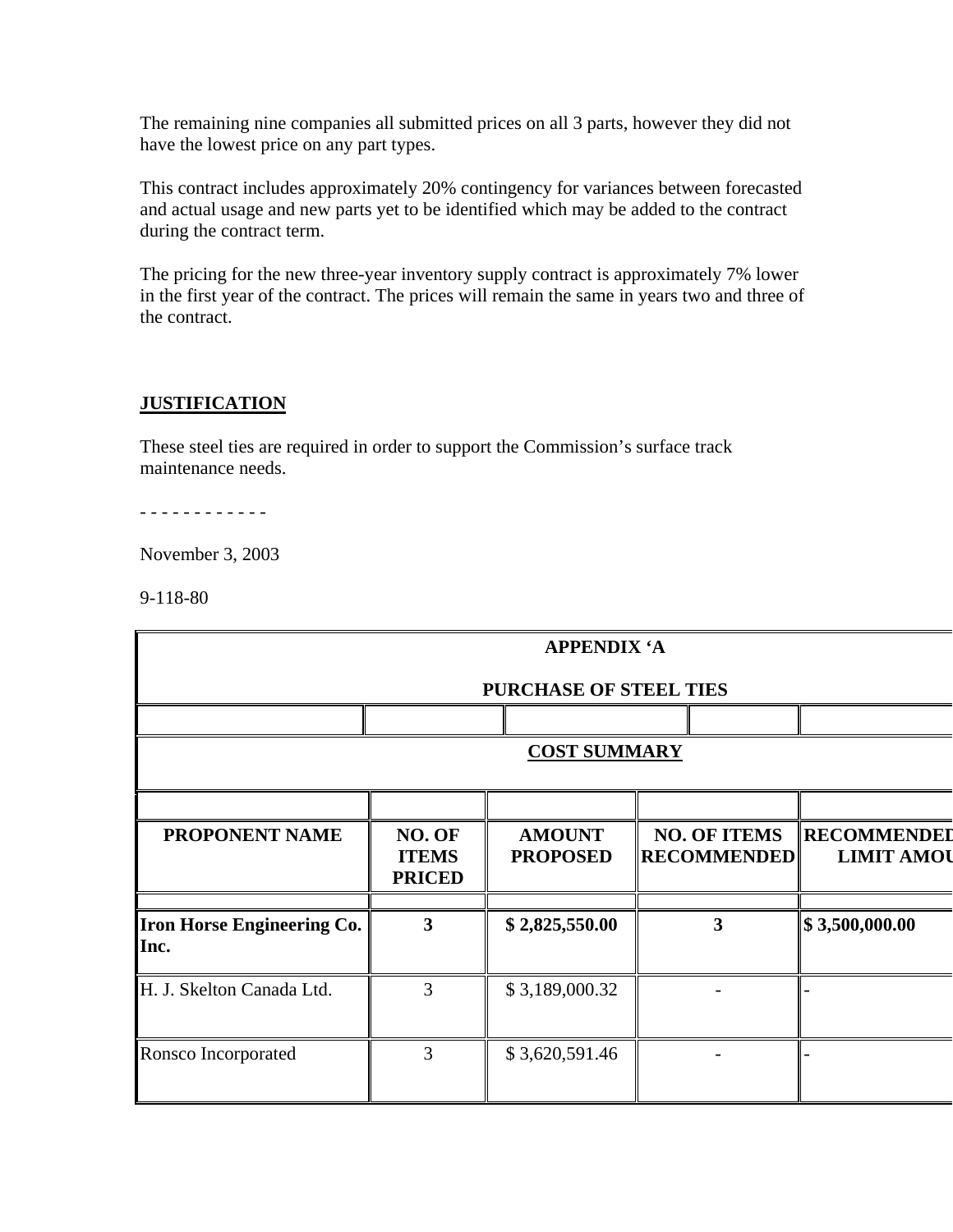The remaining nine companies all submitted prices on all 3 parts, however they did not have the lowest price on any part types.

This contract includes approximately 20% contingency for variances between forecasted and actual usage and new parts yet to be identified which may be added to the contract during the contract term.

The pricing for the new three-year inventory supply contract is approximately 7% lower in the first year of the contract. The prices will remain the same in years two and three of the contract.

## JUSTIFICATION

These steel ties are required in order to support the Commission's surface track maintenance needs.

- - - - - - - - - - - -

November 3, 2003

9-118-80

**APPENDIX 'A**

**PURCHASE OF STEEL TIES**

**COST SUMMARY**

| PROPONENT NAME | NO. OF ITEMS PRICED | AMOUNT PROPOSED | NO. OF ITEMS RECOMMENDED | RECOMMENDED LIMIT AMOU |
|---|---|---|---|---|
| **Iron Horse Engineering Co. Inc.** | **3** | **$ 2,825,550.00** | **3** | **$ 3,500,000.00** |
| H. J. Skelton Canada Ltd. | 3 | $ 3,189,000.32 | - | - |
| Ronsco Incorporated | 3 | $ 3,620,591.46 | - | - |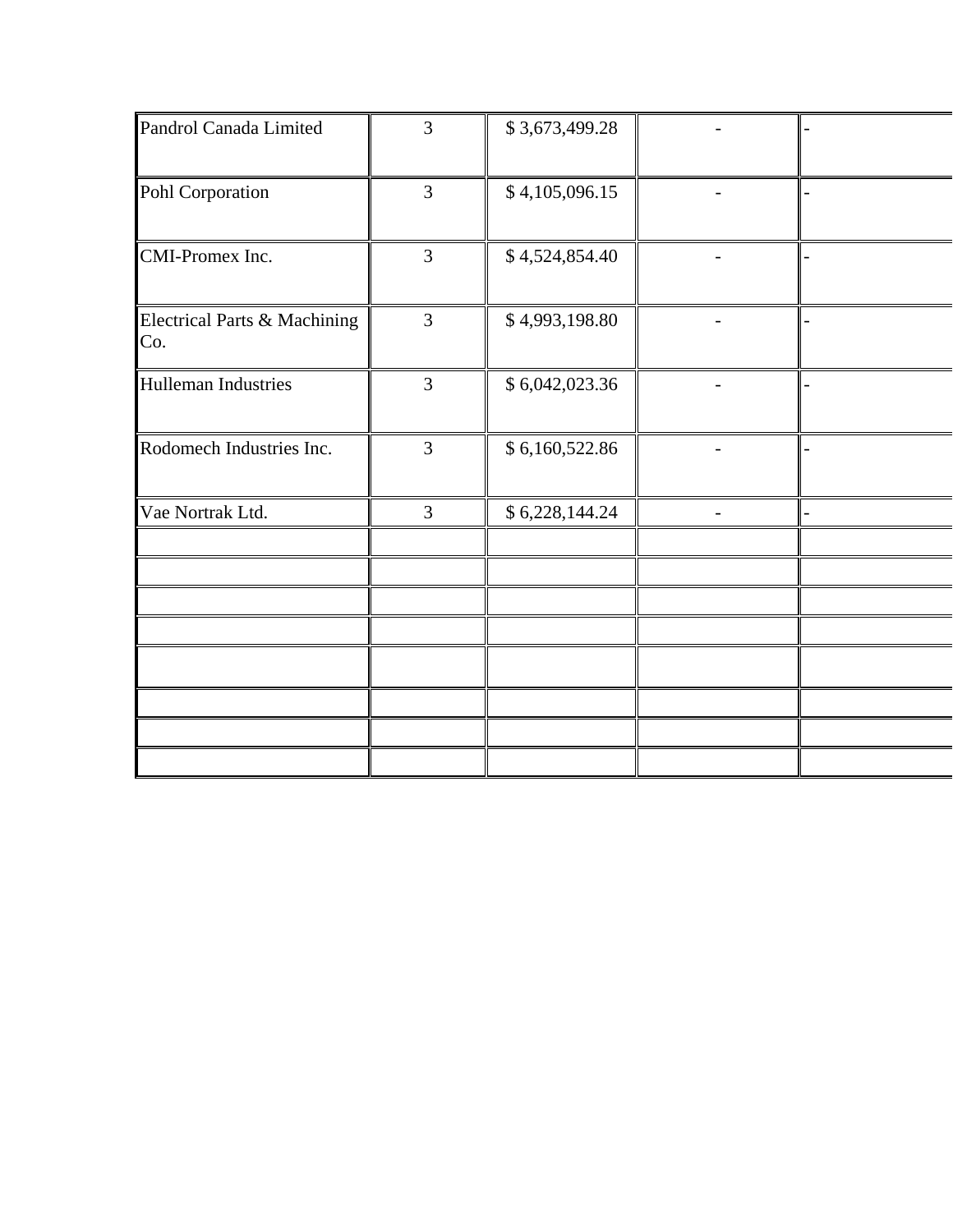| | | | | |
|---|---|---|---|---|
| Pandrol Canada Limited | 3 | $ 3,673,499.28 | - | - |
| Pohl Corporation | 3 | $ 4,105,096.15 | - | - |
| CMI-Promex Inc. | 3 | $ 4,524,854.40 | - | - |
| Electrical Parts & Machining Co. | 3 | $ 4,993,198.80 | - | - |
| Hulleman Industries | 3 | $ 6,042,023.36 | - | - |
| Rodomech Industries Inc. | 3 | $ 6,160,522.86 | - | - |
| Vae Nortrak Ltd. | 3 | $ 6,228,144.24 | - | - |
| | | | | |
| | | | | |
| | | | | |
| | | | | |
| | | | | |
| | | | | |
| | | | | |
| | | | | |